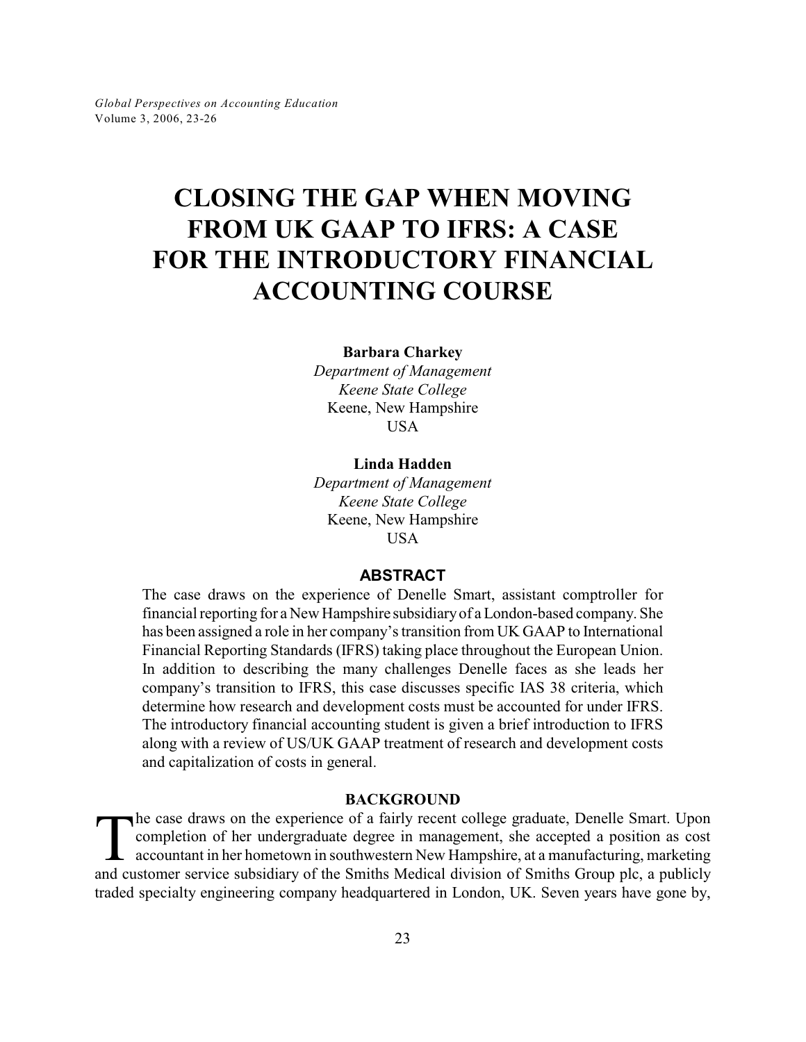# CLOSING THE GAP WHEN MOVING FROM UK GAAP TO IFRS: A CASE FOR THE INTRODUCTORY FINANCIAL ACCOUNTING COURSE

**Barbara Charkey**
*Department of Management*
*Keene State College*
Keene, New Hampshire
USA

**Linda Hadden**
*Department of Management*
*Keene State College*
Keene, New Hampshire
USA

## ABSTRACT

The case draws on the experience of Denelle Smart, assistant comptroller for financial reporting for a New Hampshire subsidiary of a London-based company. She has been assigned a role in her company's transition from UK GAAP to International Financial Reporting Standards (IFRS) taking place throughout the European Union. In addition to describing the many challenges Denelle faces as she leads her company's transition to IFRS, this case discusses specific IAS 38 criteria, which determine how research and development costs must be accounted for under IFRS. The introductory financial accounting student is given a brief introduction to IFRS along with a review of US/UK GAAP treatment of research and development costs and capitalization of costs in general.

## BACKGROUND

The case draws on the experience of a fairly recent college graduate, Denelle Smart. Upon completion of her undergraduate degree in management, she accepted a position as cost accountant in her hometown in southwestern New Hampshire, at a manufacturing, marketing and customer service subsidiary of the Smiths Medical division of Smiths Group plc, a publicly traded specialty engineering company headquartered in London, UK. Seven years have gone by,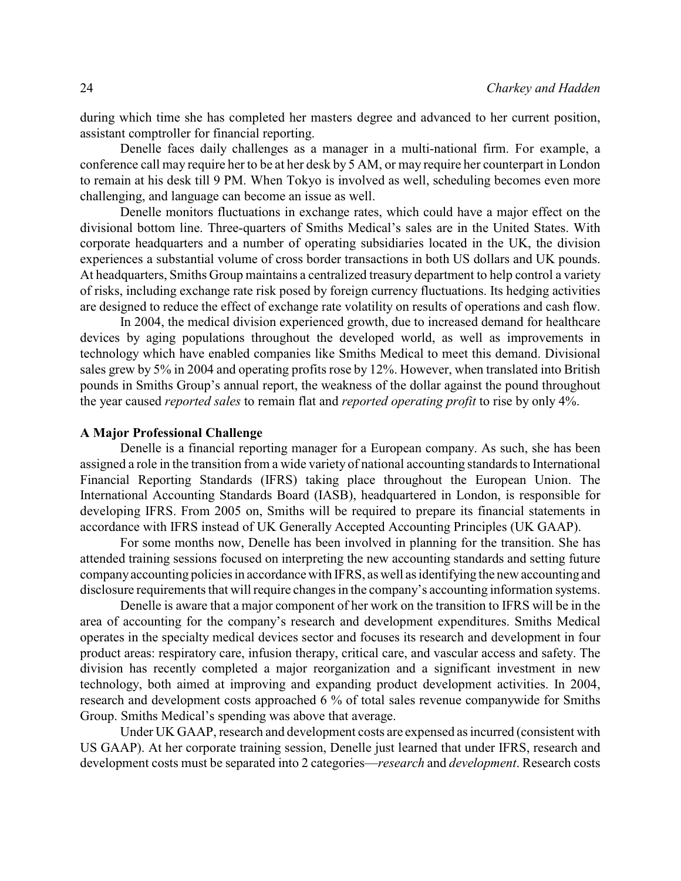during which time she has completed her masters degree and advanced to her current position, assistant comptroller for financial reporting.

Denelle faces daily challenges as a manager in a multi-national firm. For example, a conference call may require her to be at her desk by 5 AM, or may require her counterpart in London to remain at his desk till 9 PM. When Tokyo is involved as well, scheduling becomes even more challenging, and language can become an issue as well.

Denelle monitors fluctuations in exchange rates, which could have a major effect on the divisional bottom line. Three-quarters of Smiths Medical's sales are in the United States. With corporate headquarters and a number of operating subsidiaries located in the UK, the division experiences a substantial volume of cross border transactions in both US dollars and UK pounds. At headquarters, Smiths Group maintains a centralized treasury department to help control a variety of risks, including exchange rate risk posed by foreign currency fluctuations. Its hedging activities are designed to reduce the effect of exchange rate volatility on results of operations and cash flow.

In 2004, the medical division experienced growth, due to increased demand for healthcare devices by aging populations throughout the developed world, as well as improvements in technology which have enabled companies like Smiths Medical to meet this demand. Divisional sales grew by 5% in 2004 and operating profits rose by 12%. However, when translated into British pounds in Smiths Group's annual report, the weakness of the dollar against the pound throughout the year caused *reported sales* to remain flat and *reported operating profit* to rise by only 4%.

**A Major Professional Challenge**

Denelle is a financial reporting manager for a European company. As such, she has been assigned a role in the transition from a wide variety of national accounting standards to International Financial Reporting Standards (IFRS) taking place throughout the European Union. The International Accounting Standards Board (IASB), headquartered in London, is responsible for developing IFRS. From 2005 on, Smiths will be required to prepare its financial statements in accordance with IFRS instead of UK Generally Accepted Accounting Principles (UK GAAP).

For some months now, Denelle has been involved in planning for the transition. She has attended training sessions focused on interpreting the new accounting standards and setting future company accounting policies in accordance with IFRS, as well as identifying the new accounting and disclosure requirements that will require changes in the company's accounting information systems.

Denelle is aware that a major component of her work on the transition to IFRS will be in the area of accounting for the company's research and development expenditures. Smiths Medical operates in the specialty medical devices sector and focuses its research and development in four product areas: respiratory care, infusion therapy, critical care, and vascular access and safety. The division has recently completed a major reorganization and a significant investment in new technology, both aimed at improving and expanding product development activities. In 2004, research and development costs approached 6 % of total sales revenue companywide for Smiths Group. Smiths Medical's spending was above that average.

Under UK GAAP, research and development costs are expensed as incurred (consistent with US GAAP). At her corporate training session, Denelle just learned that under IFRS, research and development costs must be separated into 2 categories—*research* and *development*. Research costs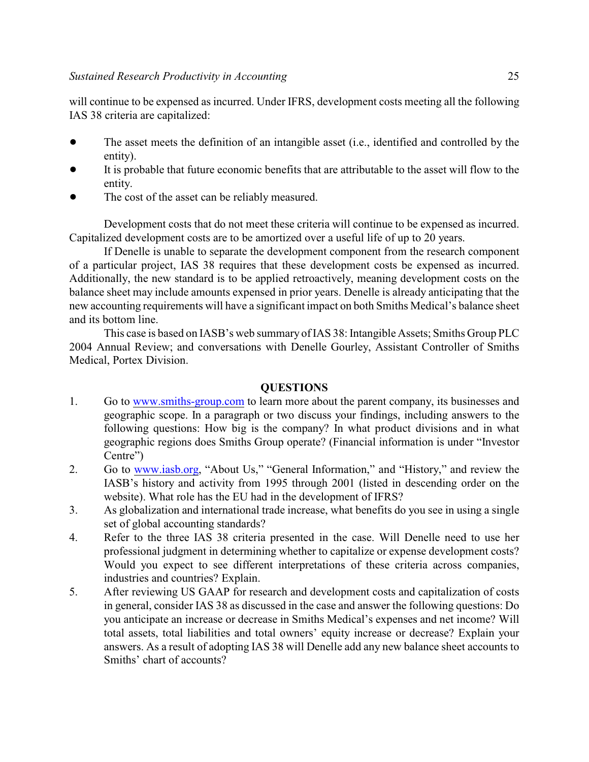will continue to be expensed as incurred. Under IFRS, development costs meeting all the following IAS 38 criteria are capitalized:

- The asset meets the definition of an intangible asset (i.e., identified and controlled by the entity).
- It is probable that future economic benefits that are attributable to the asset will flow to the entity.
- The cost of the asset can be reliably measured.

Development costs that do not meet these criteria will continue to be expensed as incurred. Capitalized development costs are to be amortized over a useful life of up to 20 years.

If Denelle is unable to separate the development component from the research component of a particular project, IAS 38 requires that these development costs be expensed as incurred. Additionally, the new standard is to be applied retroactively, meaning development costs on the balance sheet may include amounts expensed in prior years. Denelle is already anticipating that the new accounting requirements will have a significant impact on both Smiths Medical's balance sheet and its bottom line.

This case is based on IASB's web summary of IAS 38: Intangible Assets; Smiths Group PLC 2004 Annual Review; and conversations with Denelle Gourley, Assistant Controller of Smiths Medical, Portex Division.

## QUESTIONS

1. Go to www.smiths-group.com to learn more about the parent company, its businesses and geographic scope. In a paragraph or two discuss your findings, including answers to the following questions: How big is the company? In what product divisions and in what geographic regions does Smiths Group operate? (Financial information is under "Investor Centre")
2. Go to www.iasb.org, "About Us," "General Information," and "History," and review the IASB's history and activity from 1995 through 2001 (listed in descending order on the website). What role has the EU had in the development of IFRS?
3. As globalization and international trade increase, what benefits do you see in using a single set of global accounting standards?
4. Refer to the three IAS 38 criteria presented in the case. Will Denelle need to use her professional judgment in determining whether to capitalize or expense development costs? Would you expect to see different interpretations of these criteria across companies, industries and countries? Explain.
5. After reviewing US GAAP for research and development costs and capitalization of costs in general, consider IAS 38 as discussed in the case and answer the following questions: Do you anticipate an increase or decrease in Smiths Medical's expenses and net income? Will total assets, total liabilities and total owners' equity increase or decrease? Explain your answers. As a result of adopting IAS 38 will Denelle add any new balance sheet accounts to Smiths' chart of accounts?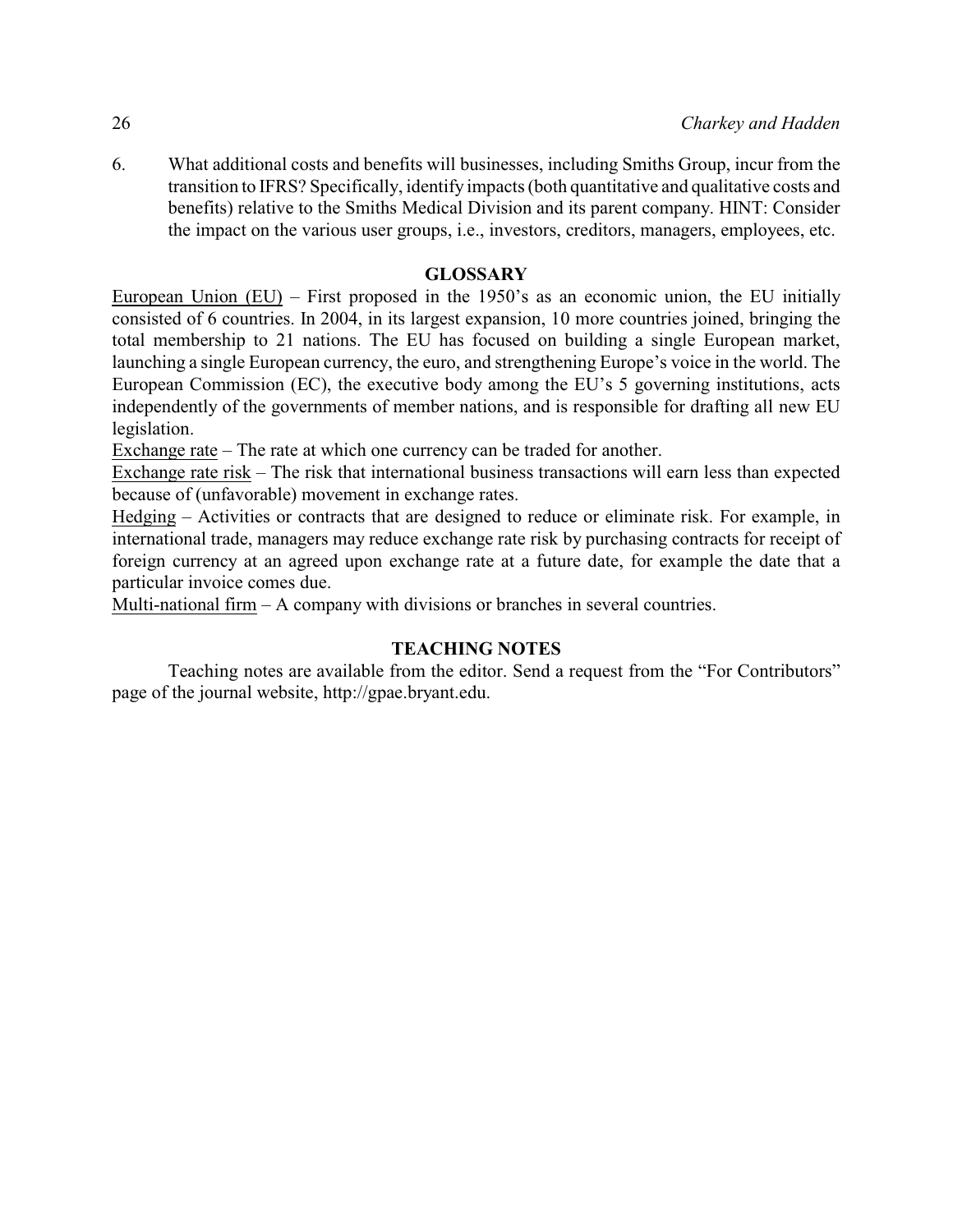6. What additional costs and benefits will businesses, including Smiths Group, incur from the transition to IFRS? Specifically, identify impacts (both quantitative and qualitative costs and benefits) relative to the Smiths Medical Division and its parent company. HINT: Consider the impact on the various user groups, i.e., investors, creditors, managers, employees, etc.

## GLOSSARY

European Union (EU) – First proposed in the 1950's as an economic union, the EU initially consisted of 6 countries. In 2004, in its largest expansion, 10 more countries joined, bringing the total membership to 21 nations. The EU has focused on building a single European market, launching a single European currency, the euro, and strengthening Europe's voice in the world. The European Commission (EC), the executive body among the EU's 5 governing institutions, acts independently of the governments of member nations, and is responsible for drafting all new EU legislation.

Exchange rate – The rate at which one currency can be traded for another.

Exchange rate risk – The risk that international business transactions will earn less than expected because of (unfavorable) movement in exchange rates.

Hedging – Activities or contracts that are designed to reduce or eliminate risk. For example, in international trade, managers may reduce exchange rate risk by purchasing contracts for receipt of foreign currency at an agreed upon exchange rate at a future date, for example the date that a particular invoice comes due.

Multi-national firm – A company with divisions or branches in several countries.

## TEACHING NOTES

Teaching notes are available from the editor. Send a request from the "For Contributors" page of the journal website, http://gpae.bryant.edu.